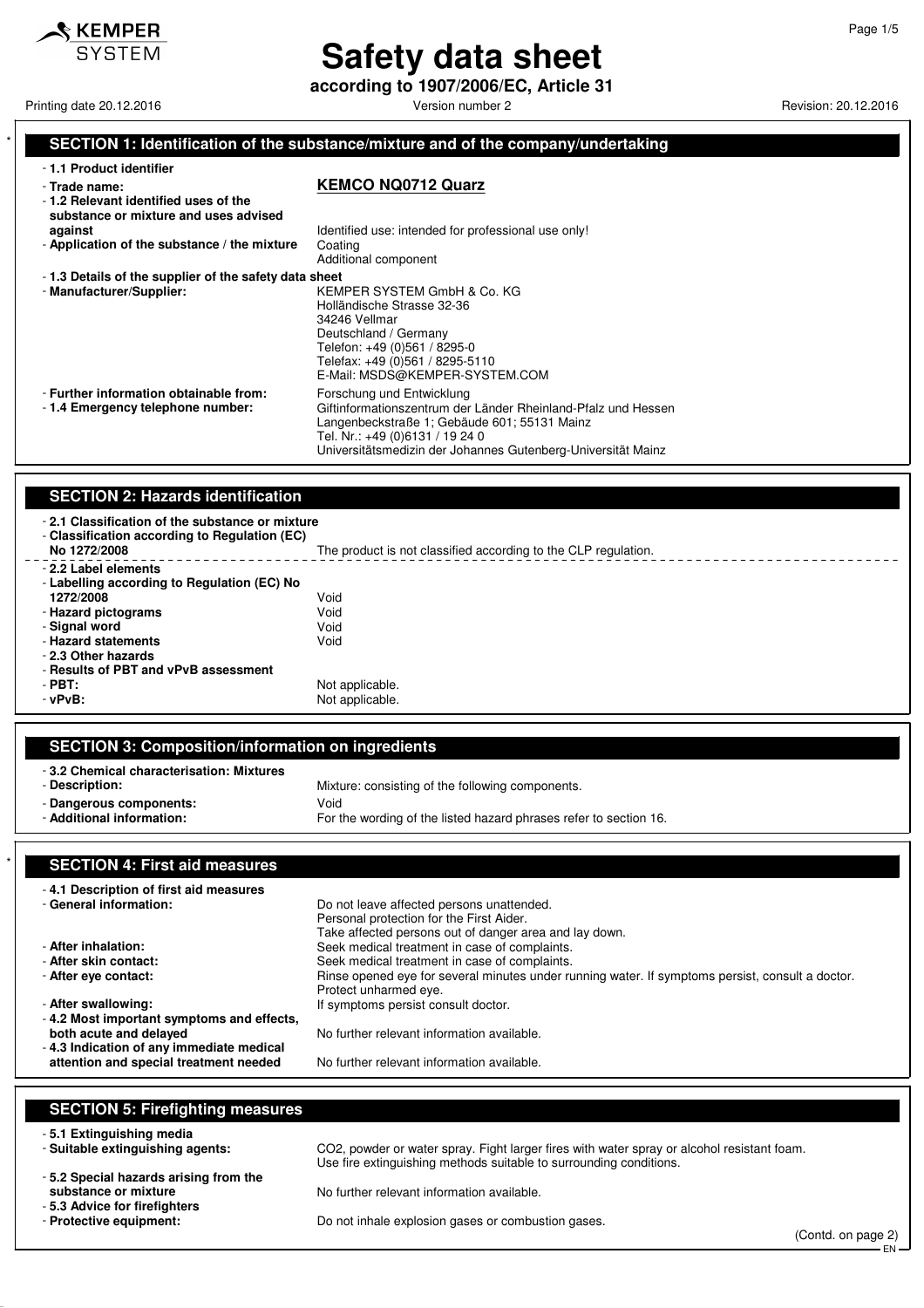# Safety data sheet

**according to 1907/2006/EC, Article 31**

Printing date 20.12.2016 Version number 2 Revision: 20.12.2016

## SECTION 1: Identification of the substance/mixture and of the company/undertaking

- **1.1 Product identifier**
- **Trade name:** **KEMCO NQ0712 Quarz**
- **1.2 Relevant identified uses of the substance or mixture and uses advised against** Identified use: intended for professional use only!
- **Application of the substance / the mixture** Coating
  Additional component
- **1.3 Details of the supplier of the safety data sheet**
- **Manufacturer/Supplier:**
  KEMPER SYSTEM GmbH & Co. KG
  Holländische Strasse 32-36
  34246 Vellmar
  Deutschland / Germany
  Telefon: +49 (0)561 / 8295-0
  Telefax: +49 (0)561 / 8295-5110
  E-Mail: MSDS@KEMPER-SYSTEM.COM
- **Further information obtainable from:** Forschung und Entwicklung
- **1.4 Emergency telephone number:**
  Giftinformationszentrum der Länder Rheinland-Pfalz und Hessen
  Langenbeckstraße 1; Gebäude 601; 55131 Mainz
  Tel. Nr.: +49 (0)6131 / 19 24 0
  Universitätsmedizin der Johannes Gutenberg-Universität Mainz

## SECTION 2: Hazards identification

- **2.1 Classification of the substance or mixture**
- **Classification according to Regulation (EC) No 1272/2008** The product is not classified according to the CLP regulation.
- **2.2 Label elements**
- **Labelling according to Regulation (EC) No 1272/2008** Void
- **Hazard pictograms** Void
- **Signal word** Void
- **Hazard statements** Void
- **2.3 Other hazards**
- **Results of PBT and vPvB assessment**
- **PBT:** Not applicable.
- **vPvB:** Not applicable.

## SECTION 3: Composition/information on ingredients

- **3.2 Chemical characterisation: Mixtures**
- **Description:** Mixture: consisting of the following components.
- **Dangerous components:** Void
- **Additional information:** For the wording of the listed hazard phrases refer to section 16.

## SECTION 4: First aid measures

- **4.1 Description of first aid measures**
- **General information:**
  Do not leave affected persons unattended.
  Personal protection for the First Aider.
  Take affected persons out of danger area and lay down.
- **After inhalation:** Seek medical treatment in case of complaints.
- **After skin contact:** Seek medical treatment in case of complaints.
- **After eye contact:** Rinse opened eye for several minutes under running water. If symptoms persist, consult a doctor. Protect unharmed eye.
- **After swallowing:** If symptoms persist consult doctor.
- **4.2 Most important symptoms and effects, both acute and delayed** No further relevant information available.
- **4.3 Indication of any immediate medical attention and special treatment needed** No further relevant information available.

## SECTION 5: Firefighting measures

- **5.1 Extinguishing media**
- **Suitable extinguishing agents:** $CO_2$, powder or water spray. Fight larger fires with water spray or alcohol resistant foam. Use fire extinguishing methods suitable to surrounding conditions.
- **5.2 Special hazards arising from the substance or mixture** No further relevant information available.
- **5.3 Advice for firefighters**
- **Protective equipment:** Do not inhale explosion gases or combustion gases.

(Contd. on page 2)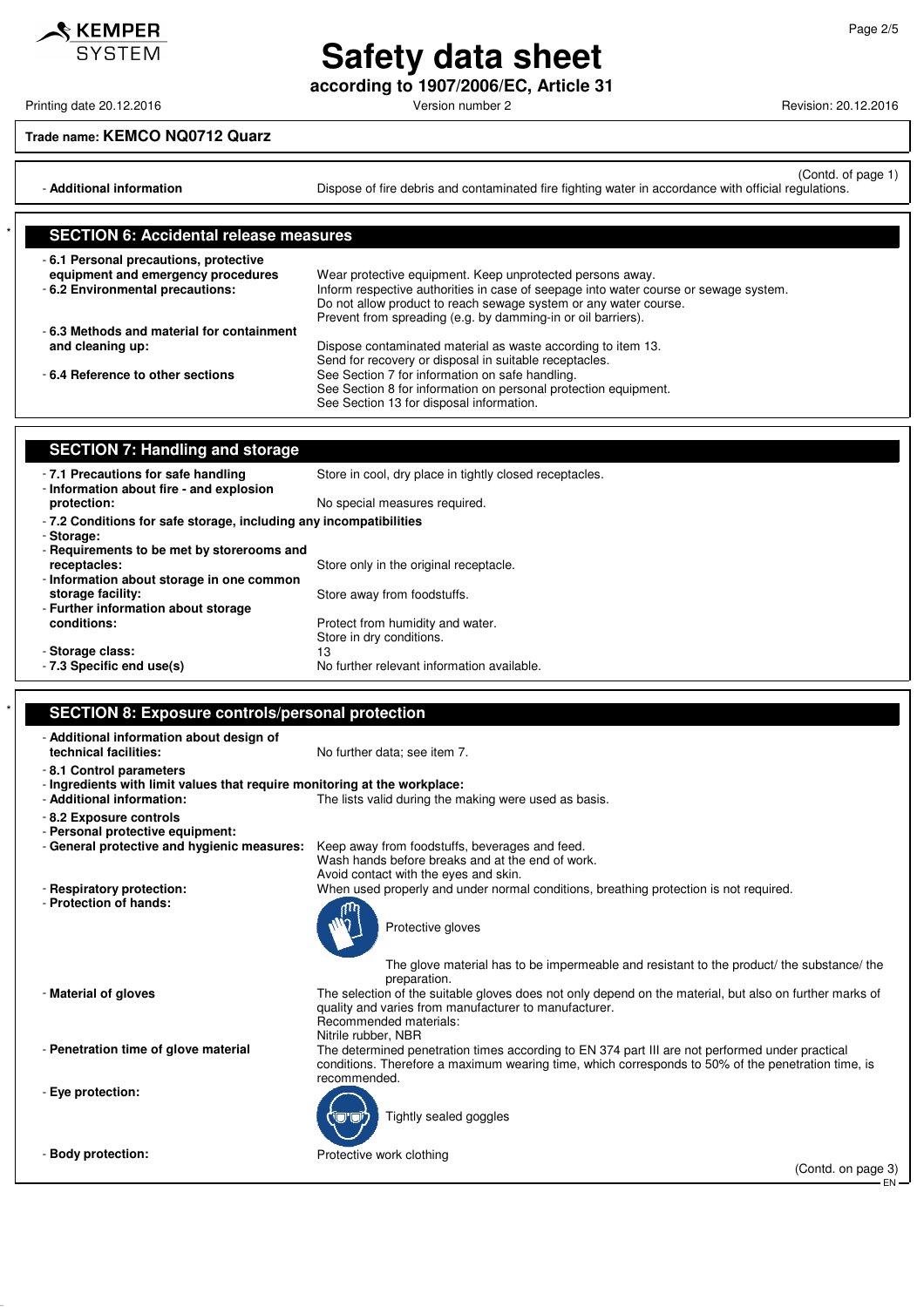**Trade name: KEMCO NQ0712 Quarz**

(Contd. of page 1)

- **Additional information** Dispose of fire debris and contaminated fire fighting water in accordance with official regulations.

## SECTION 6: Accidental release measures

- **6.1 Personal precautions, protective equipment and emergency procedures** Wear protective equipment. Keep unprotected persons away.
- **6.2 Environmental precautions:** Inform respective authorities in case of seepage into water course or sewage system.
  Do not allow product to reach sewage system or any water course.
  Prevent from spreading (e.g. by damming-in or oil barriers).
- **6.3 Methods and material for containment and cleaning up:** Dispose contaminated material as waste according to item 13.
  Send for recovery or disposal in suitable receptacles.
- **6.4 Reference to other sections** See Section 7 for information on safe handling.
  See Section 8 for information on personal protection equipment.
  See Section 13 for disposal information.

## SECTION 7: Handling and storage

- **7.1 Precautions for safe handling** Store in cool, dry place in tightly closed receptacles.
- **Information about fire - and explosion protection:** No special measures required.
- **7.2 Conditions for safe storage, including any incompatibilities**
- **Storage:**
- **Requirements to be met by storerooms and receptacles:** Store only in the original receptacle.
- **Information about storage in one common storage facility:** Store away from foodstuffs.
- **Further information about storage conditions:** Protect from humidity and water.
  Store in dry conditions.
- **Storage class:** 13
- **7.3 Specific end use(s)** No further relevant information available.

## SECTION 8: Exposure controls/personal protection

- **Additional information about design of technical facilities:** No further data; see item 7.
- **8.1 Control parameters**
- **Ingredients with limit values that require monitoring at the workplace:**
- **Additional information:** The lists valid during the making were used as basis.
- **8.2 Exposure controls**
- **Personal protective equipment:**
- **General protective and hygienic measures:** Keep away from foodstuffs, beverages and feed.
  Wash hands before breaks and at the end of work.
  Avoid contact with the eyes and skin.
- **Respiratory protection:** When used properly and under normal conditions, breathing protection is not required.
- **Protection of hands:**
  Protective gloves
  The glove material has to be impermeable and resistant to the product/ the substance/ the preparation.
- **Material of gloves** The selection of the suitable gloves does not only depend on the material, but also on further marks of quality and varies from manufacturer to manufacturer.
  Recommended materials:
  Nitrile rubber, NBR
- **Penetration time of glove material** The determined penetration times according to EN 374 part III are not performed under practical conditions. Therefore a maximum wearing time, which corresponds to 50% of the penetration time, is recommended.
- **Eye protection:**
  Tightly sealed goggles
- **Body protection:** Protective work clothing

(Contd. on page 3)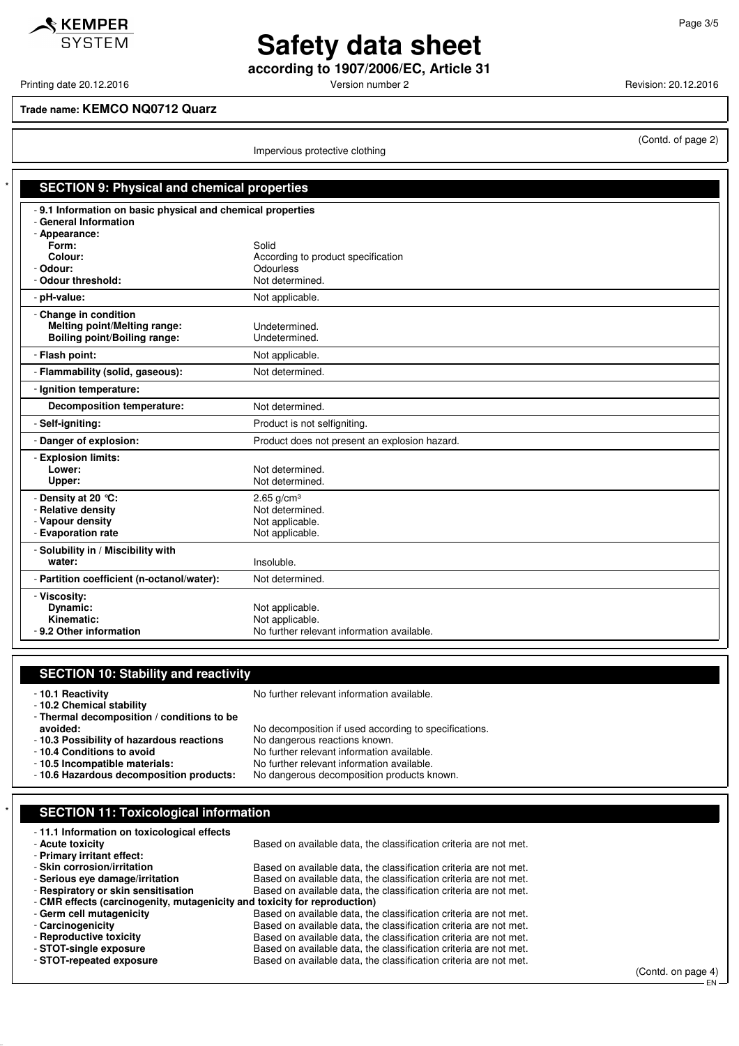**Trade name: KEMCO NQ0712 Quarz**

(Contd. of page 2)

Impervious protective clothing

## SECTION 9: Physical and chemical properties

- **9.1 Information on basic physical and chemical properties**
- **General Information**

| | |
|---|---|
| - **Appearance:** | |
| **Form:** | Solid |
| **Colour:** | According to product specification |
| - **Odour:** | Odourless |
| - **Odour threshold:** | Not determined. |
| - **pH-value:** | Not applicable. |
| - **Change in condition** | |
| **Melting point/Melting range:** | Undetermined. |
| **Boiling point/Boiling range:** | Undetermined. |
| - **Flash point:** | Not applicable. |
| - **Flammability (solid, gaseous):** | Not determined. |
| - **Ignition temperature:** | |
| **Decomposition temperature:** | Not determined. |
| - **Self-igniting:** | Product is not selfigniting. |
| - **Danger of explosion:** | Product does not present an explosion hazard. |
| - **Explosion limits:** | |
| **Lower:** | Not determined. |
| **Upper:** | Not determined. |
| - **Density at 20 °C:** | 2.65 g/cm³ |
| - **Relative density** | Not determined. |
| - **Vapour density** | Not applicable. |
| - **Evaporation rate** | Not applicable. |
| - **Solubility in / Miscibility with water:** | Insoluble. |
| - **Partition coefficient (n-octanol/water):** | Not determined. |
| - **Viscosity:** | |
| **Dynamic:** | Not applicable. |
| **Kinematic:** | Not applicable. |
| - **9.2 Other information** | No further relevant information available. |

## SECTION 10: Stability and reactivity

| | |
|---|---|
| - **10.1 Reactivity** | No further relevant information available. |
| - **10.2 Chemical stability** | |
| - **Thermal decomposition / conditions to be avoided:** | No decomposition if used according to specifications. |
| - **10.3 Possibility of hazardous reactions** | No dangerous reactions known. |
| - **10.4 Conditions to avoid** | No further relevant information available. |
| - **10.5 Incompatible materials:** | No further relevant information available. |
| - **10.6 Hazardous decomposition products:** | No dangerous decomposition products known. |

## SECTION 11: Toxicological information

| | |
|---|---|
| - **11.1 Information on toxicological effects** | |
| - **Acute toxicity** | Based on available data, the classification criteria are not met. |
| - **Primary irritant effect:** | |
| - **Skin corrosion/irritation** | Based on available data, the classification criteria are not met. |
| - **Serious eye damage/irritation** | Based on available data, the classification criteria are not met. |
| - **Respiratory or skin sensitisation** | Based on available data, the classification criteria are not met. |
| - **CMR effects (carcinogenity, mutagenicity and toxicity for reproduction)** | |
| - **Germ cell mutagenicity** | Based on available data, the classification criteria are not met. |
| - **Carcinogenicity** | Based on available data, the classification criteria are not met. |
| - **Reproductive toxicity** | Based on available data, the classification criteria are not met. |
| - **STOT-single exposure** | Based on available data, the classification criteria are not met. |
| - **STOT-repeated exposure** | Based on available data, the classification criteria are not met. |

(Contd. on page 4)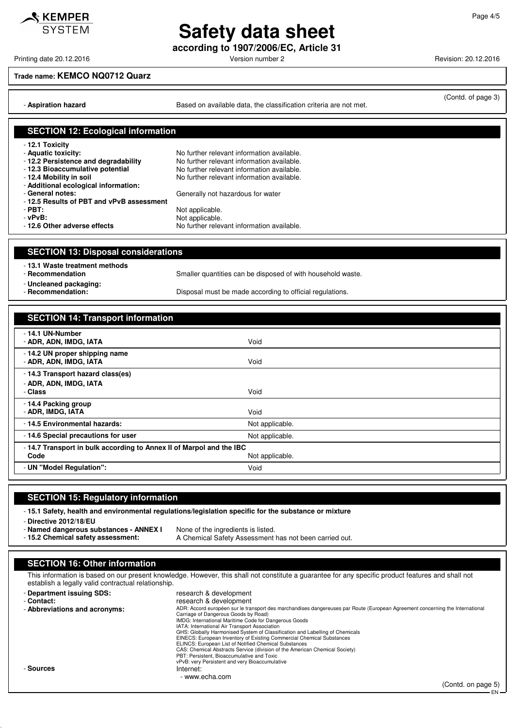**Trade name: KEMCO NQ0712 Quarz**

(Contd. of page 3)

- **Aspiration hazard** Based on available data, the classification criteria are not met.

## SECTION 12: Ecological information

- **12.1 Toxicity**
- **Aquatic toxicity:** No further relevant information available.
- **12.2 Persistence and degradability** No further relevant information available.
- **12.3 Bioaccumulative potential** No further relevant information available.
- **12.4 Mobility in soil** No further relevant information available.
- **Additional ecological information:**
- **General notes:** Generally not hazardous for water
- **12.5 Results of PBT and vPvB assessment**
- **PBT:** Not applicable.
- **vPvB:** Not applicable.
- **12.6 Other adverse effects** No further relevant information available.

## SECTION 13: Disposal considerations

- **13.1 Waste treatment methods**
- **Recommendation** Smaller quantities can be disposed of with household waste.
- **Uncleaned packaging:**
- **Recommendation:** Disposal must be made according to official regulations.

## SECTION 14: Transport information

| | |
|---|---|
| - **14.1 UN-Number**<br>- **ADR, ADN, IMDG, IATA** | Void |
| - **14.2 UN proper shipping name**<br>- **ADR, ADN, IMDG, IATA** | Void |
| - **14.3 Transport hazard class(es)**<br>- **ADR, ADN, IMDG, IATA**<br>- **Class** | Void |
| - **14.4 Packing group**<br>- **ADR, IMDG, IATA** | Void |
| - **14.5 Environmental hazards:** | Not applicable. |
| - **14.6 Special precautions for user** | Not applicable. |
| - **14.7 Transport in bulk according to Annex II of Marpol and the IBC Code** | Not applicable. |
| - **UN "Model Regulation":** | Void |

## SECTION 15: Regulatory information

- **15.1 Safety, health and environmental regulations/legislation specific for the substance or mixture**
- **Directive 2012/18/EU**
- **Named dangerous substances - ANNEX I** None of the ingredients is listed.
- **15.2 Chemical safety assessment:** A Chemical Safety Assessment has not been carried out.

## SECTION 16: Other information

This information is based on our present knowledge. However, this shall not constitute a guarantee for any specific product features and shall not establish a legally valid contractual relationship.

- **Department issuing SDS:** research & development
- **Contact:** research & development
- **Abbreviations and acronyms:**
  ADR: Accord européen sur le transport des marchandises dangereuses par Route (European Agreement concerning the International Carriage of Dangerous Goods by Road)
  IMDG: International Maritime Code for Dangerous Goods
  IATA: International Air Transport Association
  GHS: Globally Harmonised System of Classification and Labelling of Chemicals
  EINECS: European Inventory of Existing Commercial Chemical Substances
  ELINCS: European List of Notified Chemical Substances
  CAS: Chemical Abstracts Service (division of the American Chemical Society)
  PBT: Persistent, Bioaccumulative and Toxic
  vPvB: very Persistent and very Bioaccumulative
- **Sources** Internet:
  - www.echa.com

(Contd. on page 5)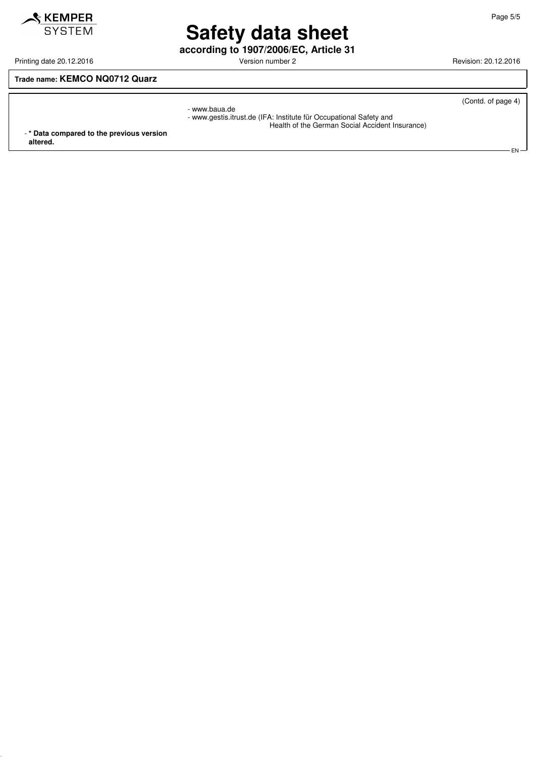(Contd. of page 4)

- www.baua.de
- www.gestis.itrust.de (IFA: Institute für Occupational Safety and Health of the German Social Accident Insurance)

- **\* Data compared to the previous version altered.**